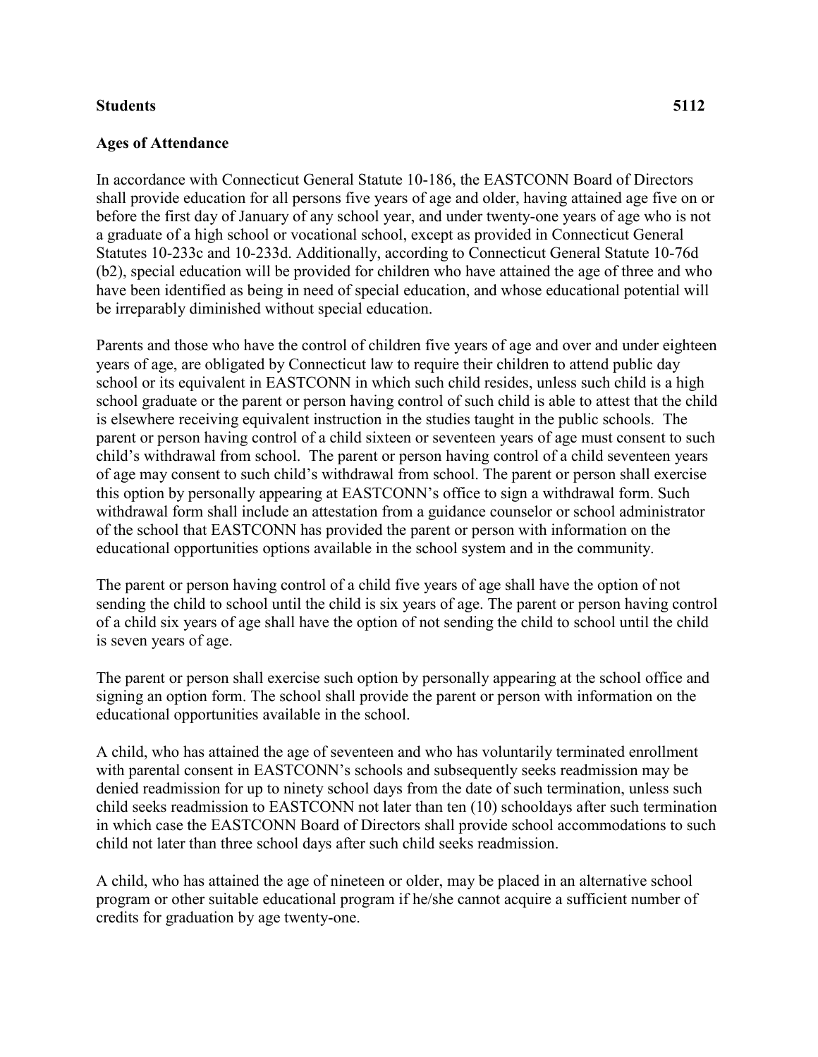**Students** **5112**

**Ages of Attendance**

In accordance with Connecticut General Statute 10-186, the EASTCONN Board of Directors shall provide education for all persons five years of age and older, having attained age five on or before the first day of January of any school year, and under twenty-one years of age who is not a graduate of a high school or vocational school, except as provided in Connecticut General Statutes 10-233c and 10-233d. Additionally, according to Connecticut General Statute 10-76d (b2), special education will be provided for children who have attained the age of three and who have been identified as being in need of special education, and whose educational potential will be irreparably diminished without special education.

Parents and those who have the control of children five years of age and over and under eighteen years of age, are obligated by Connecticut law to require their children to attend public day school or its equivalent in EASTCONN in which such child resides, unless such child is a high school graduate or the parent or person having control of such child is able to attest that the child is elsewhere receiving equivalent instruction in the studies taught in the public schools. The parent or person having control of a child sixteen or seventeen years of age must consent to such child's withdrawal from school. The parent or person having control of a child seventeen years of age may consent to such child's withdrawal from school. The parent or person shall exercise this option by personally appearing at EASTCONN's office to sign a withdrawal form. Such withdrawal form shall include an attestation from a guidance counselor or school administrator of the school that EASTCONN has provided the parent or person with information on the educational opportunities options available in the school system and in the community.

The parent or person having control of a child five years of age shall have the option of not sending the child to school until the child is six years of age. The parent or person having control of a child six years of age shall have the option of not sending the child to school until the child is seven years of age.

The parent or person shall exercise such option by personally appearing at the school office and signing an option form. The school shall provide the parent or person with information on the educational opportunities available in the school.

A child, who has attained the age of seventeen and who has voluntarily terminated enrollment with parental consent in EASTCONN's schools and subsequently seeks readmission may be denied readmission for up to ninety school days from the date of such termination, unless such child seeks readmission to EASTCONN not later than ten (10) schooldays after such termination in which case the EASTCONN Board of Directors shall provide school accommodations to such child not later than three school days after such child seeks readmission.

A child, who has attained the age of nineteen or older, may be placed in an alternative school program or other suitable educational program if he/she cannot acquire a sufficient number of credits for graduation by age twenty-one.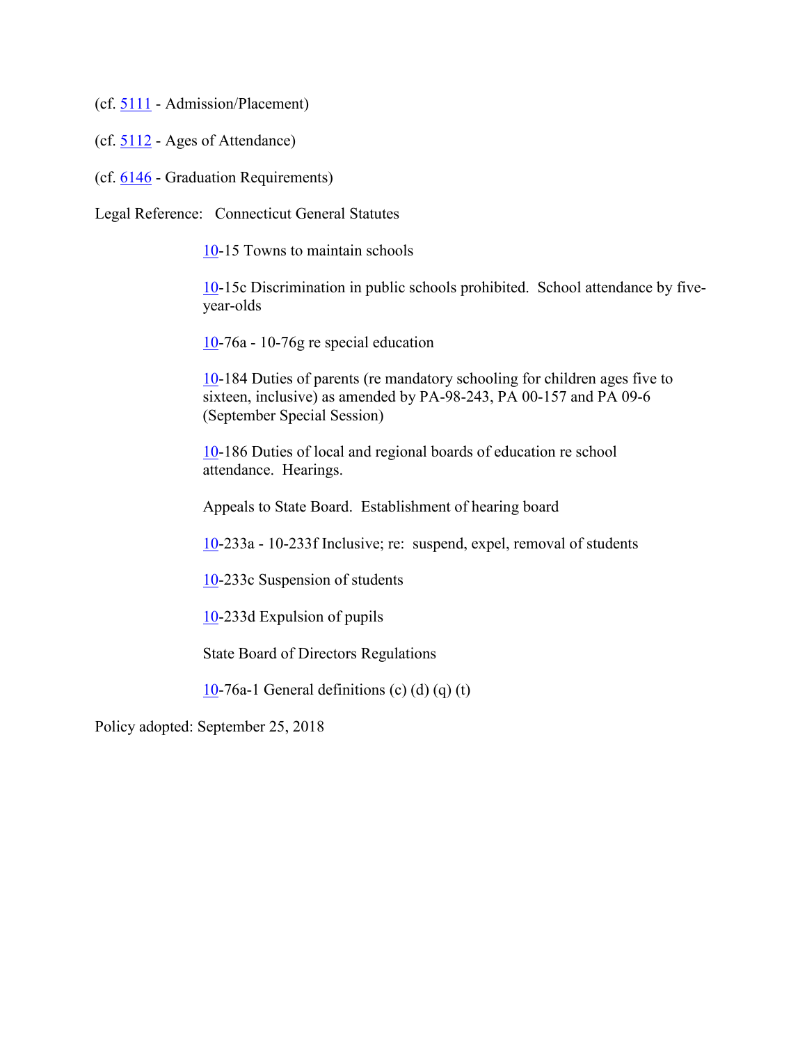(cf. 5111 - Admission/Placement)

(cf. 5112 - Ages of Attendance)

(cf. 6146 - Graduation Requirements)

Legal Reference: Connecticut General Statutes

10-15 Towns to maintain schools

10-15c Discrimination in public schools prohibited. School attendance by five-year-olds

10-76a - 10-76g re special education

10-184 Duties of parents (re mandatory schooling for children ages five to sixteen, inclusive) as amended by PA-98-243, PA 00-157 and PA 09-6 (September Special Session)

10-186 Duties of local and regional boards of education re school attendance. Hearings.

Appeals to State Board. Establishment of hearing board

10-233a - 10-233f Inclusive; re: suspend, expel, removal of students

10-233c Suspension of students

10-233d Expulsion of pupils

State Board of Directors Regulations

10-76a-1 General definitions (c) (d) (q) (t)

Policy adopted: September 25, 2018